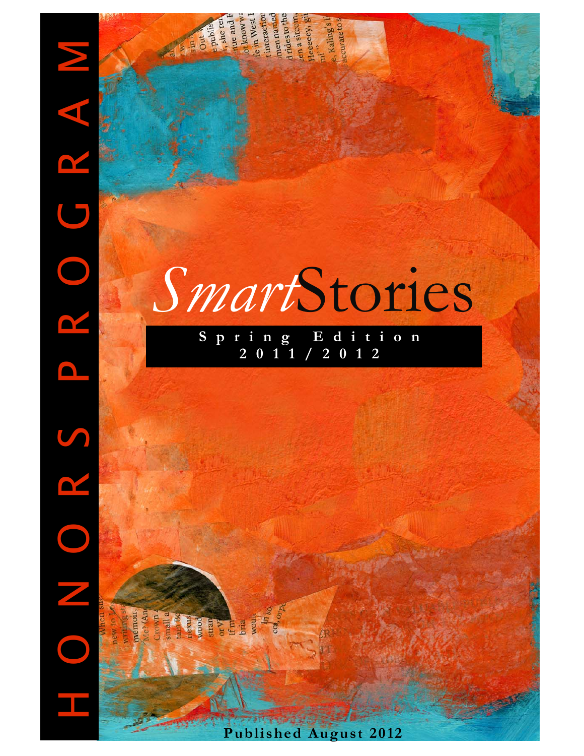HONORS PROGRAM

# *Smart*Stories

**Spring Edition 2011/2012**

**Published August 2012**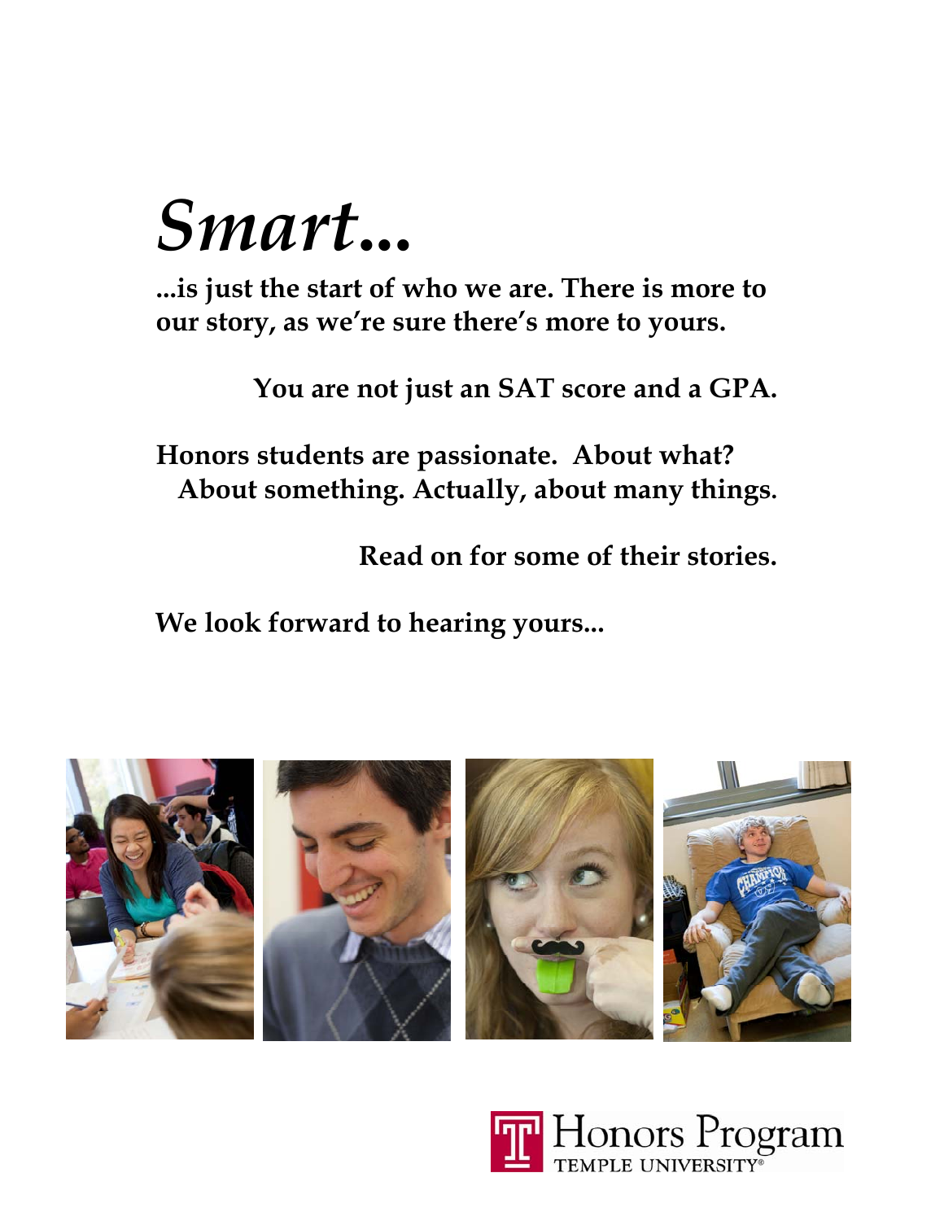# *Smart...*

**...is just the start of who we are. There is more to our story, as we're sure there's more to yours.**

**You are not just an SAT score and a GPA.**

**Honors students are passionate. About what? About something. Actually, about many things.**

**Read on for some of their stories.**

**We look forward to hearing yours...**

Honors Program
TEMPLE UNIVERSITY®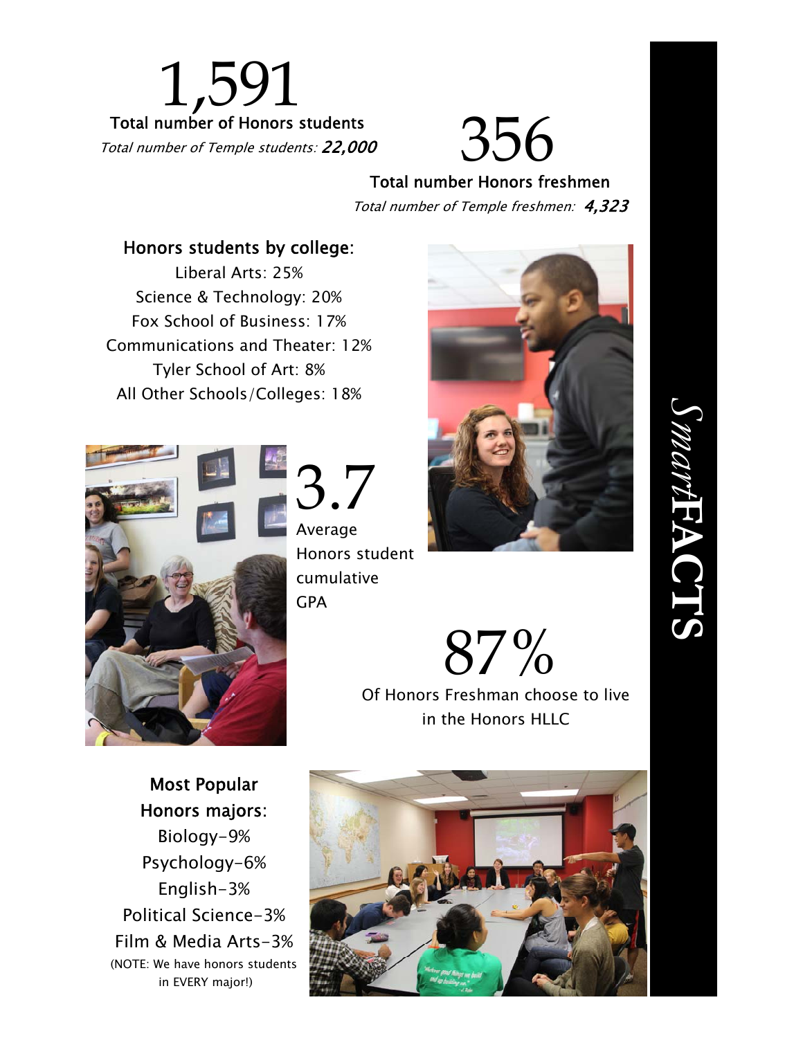# *Smart*FACTS

## 1,591

**Total number of Honors students**

*Total number of Temple students:* ***22,000***

## 356

**Total number Honors freshmen**

*Total number of Temple freshmen:* ***4,323***

**Honors students by college:**

Liberal Arts: 25%
Science & Technology: 20%
Fox School of Business: 17%
Communications and Theater: 12%
Tyler School of Art: 8%
All Other Schools/Colleges: 18%

## 3.7

Average Honors student cumulative GPA

## 87%

Of Honors Freshman choose to live in the Honors HLLC

**Most Popular Honors majors:**

Biology-9%
Psychology-6%
English-3%
Political Science-3%
Film & Media Arts-3%

(NOTE: We have honors students in EVERY major!)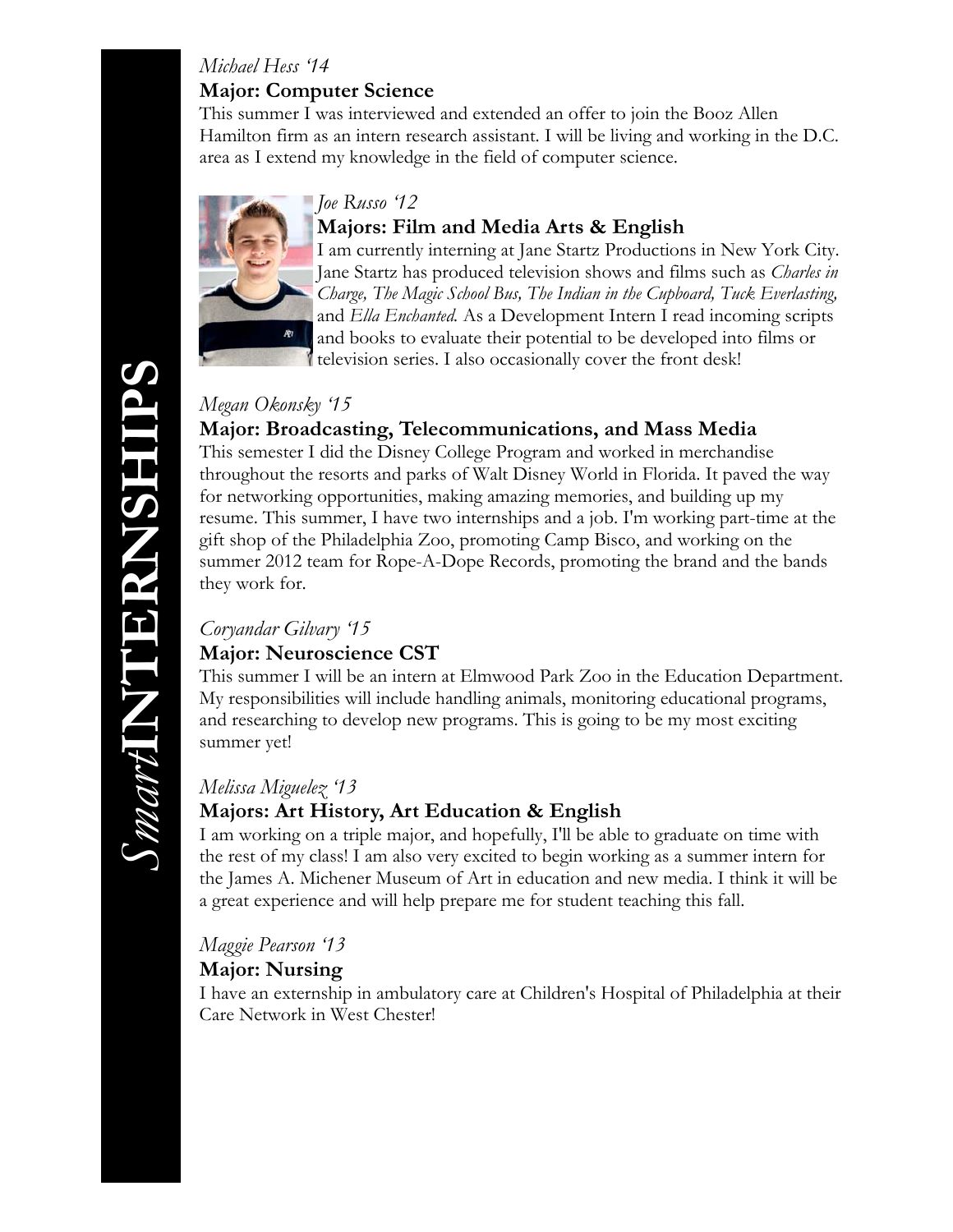# *Smart*INTERNSHIPS

*Michael Hess '14*

**Major: Computer Science**

This summer I was interviewed and extended an offer to join the Booz Allen Hamilton firm as an intern research assistant. I will be living and working in the D.C. area as I extend my knowledge in the field of computer science.

*Joe Russo '12*

**Majors: Film and Media Arts & English**

I am currently interning at Jane Startz Productions in New York City. Jane Startz has produced television shows and films such as *Charles in Charge, The Magic School Bus, The Indian in the Cupboard, Tuck Everlasting,* and *Ella Enchanted.* As a Development Intern I read incoming scripts and books to evaluate their potential to be developed into films or television series. I also occasionally cover the front desk!

*Megan Okonsky '15*

**Major: Broadcasting, Telecommunications, and Mass Media**

This semester I did the Disney College Program and worked in merchandise throughout the resorts and parks of Walt Disney World in Florida. It paved the way for networking opportunities, making amazing memories, and building up my resume. This summer, I have two internships and a job. I'm working part-time at the gift shop of the Philadelphia Zoo, promoting Camp Bisco, and working on the summer 2012 team for Rope-A-Dope Records, promoting the brand and the bands they work for.

*Coryandar Gilvary '15*

**Major: Neuroscience CST**

This summer I will be an intern at Elmwood Park Zoo in the Education Department. My responsibilities will include handling animals, monitoring educational programs, and researching to develop new programs. This is going to be my most exciting summer yet!

*Melissa Miguelez '13*

**Majors: Art History, Art Education & English**

I am working on a triple major, and hopefully, I'll be able to graduate on time with the rest of my class! I am also very excited to begin working as a summer intern for the James A. Michener Museum of Art in education and new media. I think it will be a great experience and will help prepare me for student teaching this fall.

*Maggie Pearson '13*

**Major: Nursing**

I have an externship in ambulatory care at Children's Hospital of Philadelphia at their Care Network in West Chester!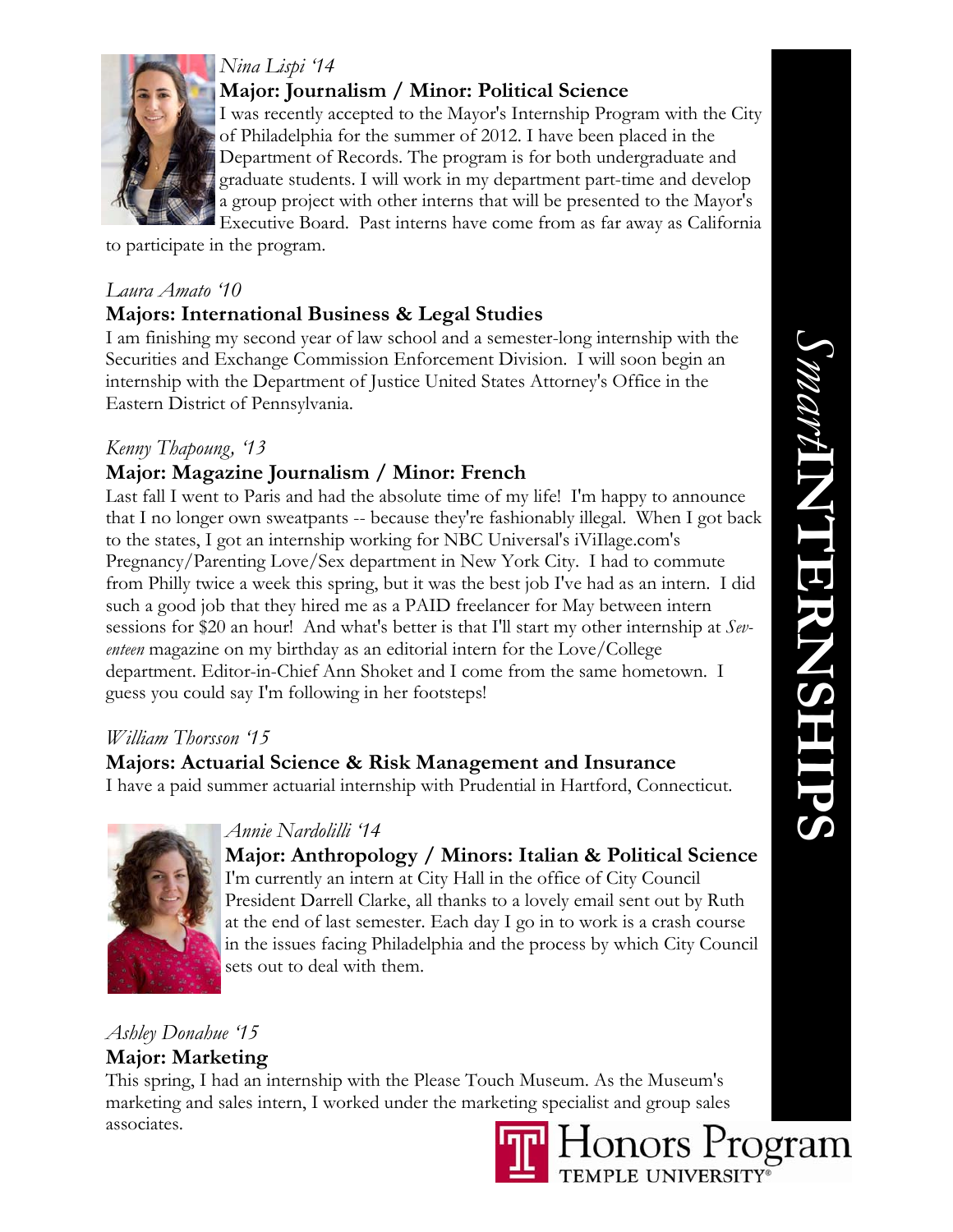*Nina Lispi '14*

**Major: Journalism / Minor: Political Science**

I was recently accepted to the Mayor's Internship Program with the City of Philadelphia for the summer of 2012. I have been placed in the Department of Records. The program is for both undergraduate and graduate students. I will work in my department part-time and develop a group project with other interns that will be presented to the Mayor's Executive Board. Past interns have come from as far away as California to participate in the program.

*Laura Amato '10*

**Majors: International Business & Legal Studies**

I am finishing my second year of law school and a semester-long internship with the Securities and Exchange Commission Enforcement Division. I will soon begin an internship with the Department of Justice United States Attorney's Office in the Eastern District of Pennsylvania.

*Kenny Thapoung, '13*

**Major: Magazine Journalism / Minor: French**

Last fall I went to Paris and had the absolute time of my life! I'm happy to announce that I no longer own sweatpants -- because they're fashionably illegal. When I got back to the states, I got an internship working for NBC Universal's iVillage.com's Pregnancy/Parenting Love/Sex department in New York City. I had to commute from Philly twice a week this spring, but it was the best job I've had as an intern. I did such a good job that they hired me as a PAID freelancer for May between intern sessions for $20 an hour! And what's better is that I'll start my other internship at *Seventeen* magazine on my birthday as an editorial intern for the Love/College department. Editor-in-Chief Ann Shoket and I come from the same hometown. I guess you could say I'm following in her footsteps!

*William Thorsson '15*

**Majors: Actuarial Science & Risk Management and Insurance**

I have a paid summer actuarial internship with Prudential in Hartford, Connecticut.

*Annie Nardolilli '14*

**Major: Anthropology / Minors: Italian & Political Science**

I'm currently an intern at City Hall in the office of City Council President Darrell Clarke, all thanks to a lovely email sent out by Ruth at the end of last semester. Each day I go in to work is a crash course in the issues facing Philadelphia and the process by which City Council sets out to deal with them.

*Ashley Donahue '15*

**Major: Marketing**

This spring, I had an internship with the Please Touch Museum. As the Museum's marketing and sales intern, I worked under the marketing specialist and group sales associates.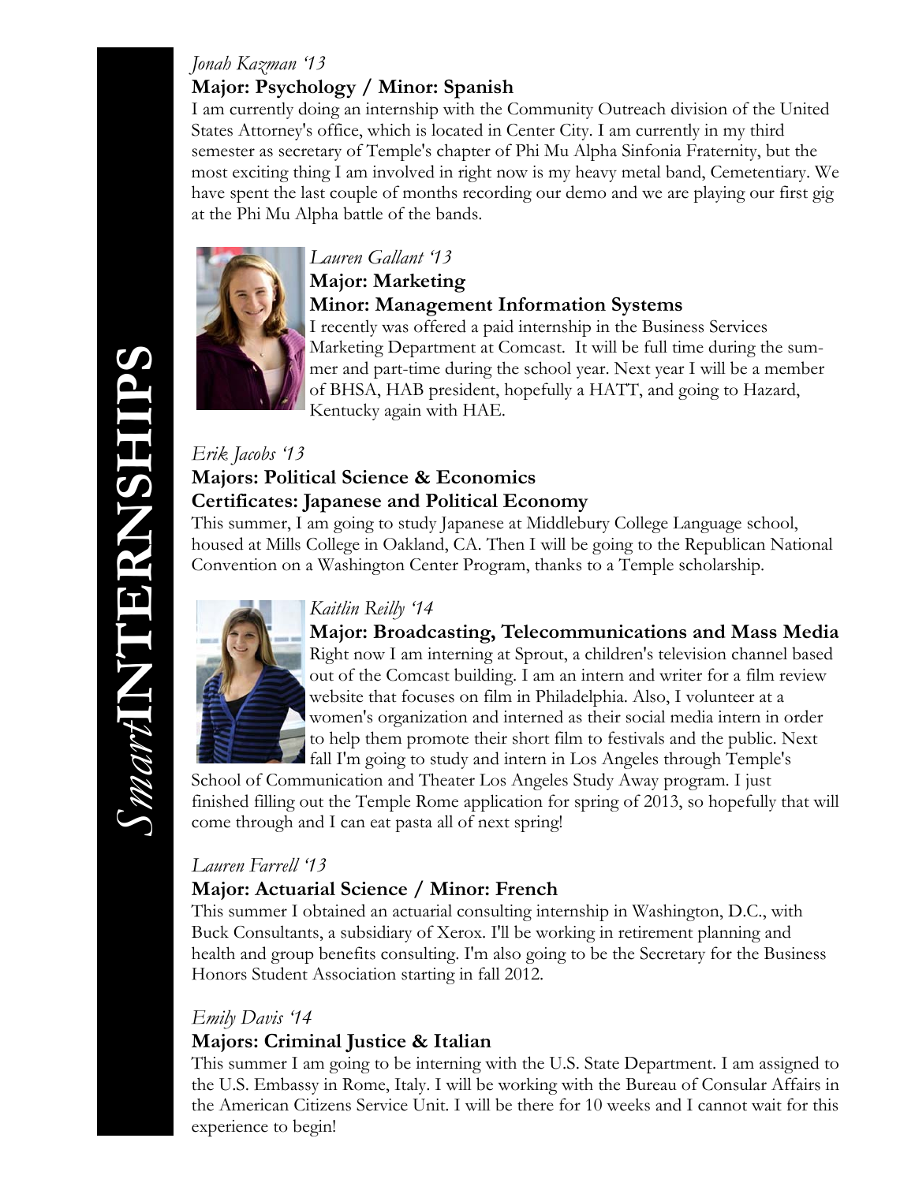# *Smart*INTERNSHIPS

*Jonah Kazman '13*

**Major: Psychology / Minor: Spanish**

I am currently doing an internship with the Community Outreach division of the United States Attorney's office, which is located in Center City. I am currently in my third semester as secretary of Temple's chapter of Phi Mu Alpha Sinfonia Fraternity, but the most exciting thing I am involved in right now is my heavy metal band, Cemetentiary. We have spent the last couple of months recording our demo and we are playing our first gig at the Phi Mu Alpha battle of the bands.

*Lauren Gallant '13*

**Major: Marketing**

**Minor: Management Information Systems**

I recently was offered a paid internship in the Business Services Marketing Department at Comcast. It will be full time during the summer and part-time during the school year. Next year I will be a member of BHSA, HAB president, hopefully a HATT, and going to Hazard, Kentucky again with HAE.

*Erik Jacobs '13*

**Majors: Political Science & Economics**

**Certificates: Japanese and Political Economy**

This summer, I am going to study Japanese at Middlebury College Language school, housed at Mills College in Oakland, CA. Then I will be going to the Republican National Convention on a Washington Center Program, thanks to a Temple scholarship.

*Kaitlin Reilly '14*

**Major: Broadcasting, Telecommunications and Mass Media**

Right now I am interning at Sprout, a children's television channel based out of the Comcast building. I am an intern and writer for a film review website that focuses on film in Philadelphia. Also, I volunteer at a women's organization and interned as their social media intern in order to help them promote their short film to festivals and the public. Next fall I'm going to study and intern in Los Angeles through Temple's School of Communication and Theater Los Angeles Study Away program. I just finished filling out the Temple Rome application for spring of 2013, so hopefully that will come through and I can eat pasta all of next spring!

*Lauren Farrell '13*

**Major: Actuarial Science / Minor: French**

This summer I obtained an actuarial consulting internship in Washington, D.C., with Buck Consultants, a subsidiary of Xerox. I'll be working in retirement planning and health and group benefits consulting. I'm also going to be the Secretary for the Business Honors Student Association starting in fall 2012.

*Emily Davis '14*

**Majors: Criminal Justice & Italian**

This summer I am going to be interning with the U.S. State Department. I am assigned to the U.S. Embassy in Rome, Italy. I will be working with the Bureau of Consular Affairs in the American Citizens Service Unit. I will be there for 10 weeks and I cannot wait for this experience to begin!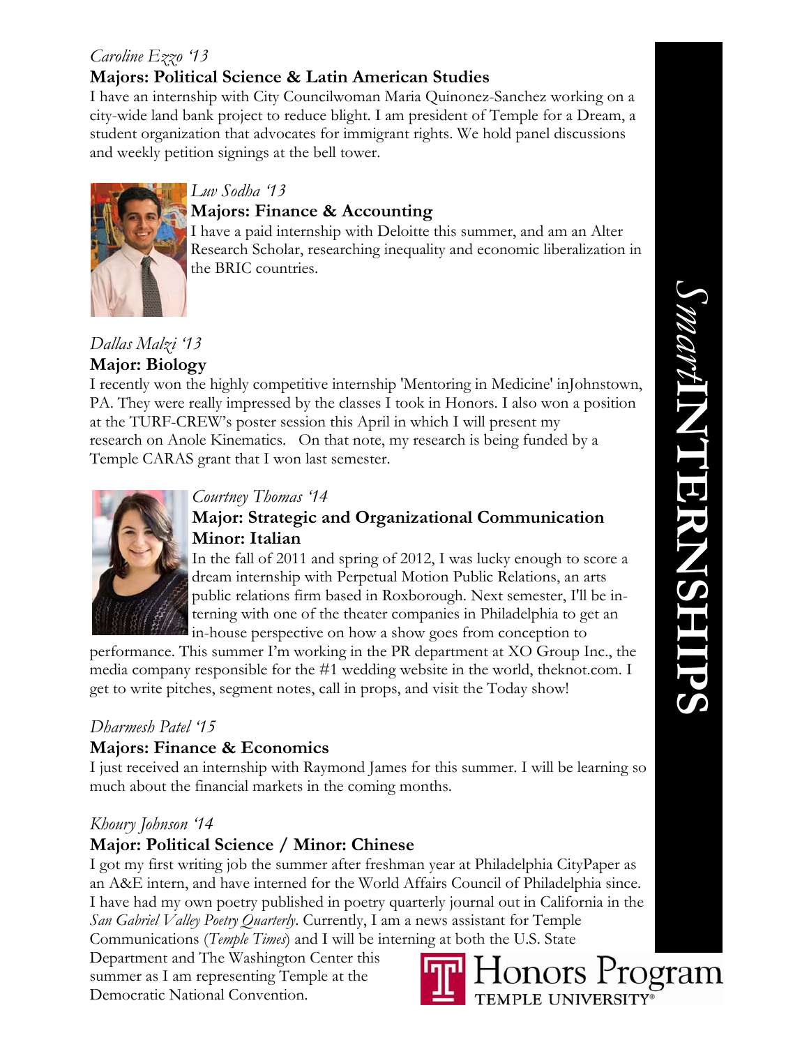# *Smart* INTERNSHIPS

*Caroline Ezzo '13*

**Majors: Political Science & Latin American Studies**

I have an internship with City Councilwoman Maria Quinonez-Sanchez working on a city-wide land bank project to reduce blight. I am president of Temple for a Dream, a student organization that advocates for immigrant rights. We hold panel discussions and weekly petition signings at the bell tower.

*Luv Sodha '13*

**Majors: Finance & Accounting**

I have a paid internship with Deloitte this summer, and am an Alter Research Scholar, researching inequality and economic liberalization in the BRIC countries.

*Dallas Malzi '13*

**Major: Biology**

I recently won the highly competitive internship 'Mentoring in Medicine' inJohnstown, PA. They were really impressed by the classes I took in Honors. I also won a position at the TURF-CREW's poster session this April in which I will present my research on Anole Kinematics. On that note, my research is being funded by a Temple CARAS grant that I won last semester.

*Courtney Thomas '14*

**Major: Strategic and Organizational Communication**
**Minor: Italian**

In the fall of 2011 and spring of 2012, I was lucky enough to score a dream internship with Perpetual Motion Public Relations, an arts public relations firm based in Roxborough. Next semester, I'll be interning with one of the theater companies in Philadelphia to get an in-house perspective on how a show goes from conception to performance. This summer I'm working in the PR department at XO Group Inc., the media company responsible for the #1 wedding website in the world, theknot.com. I get to write pitches, segment notes, call in props, and visit the Today show!

*Dharmesh Patel '15*

**Majors: Finance & Economics**

I just received an internship with Raymond James for this summer. I will be learning so much about the financial markets in the coming months.

*Khoury Johnson '14*

**Major: Political Science / Minor: Chinese**

I got my first writing job the summer after freshman year at Philadelphia CityPaper as an A&E intern, and have interned for the World Affairs Council of Philadelphia since. I have had my own poetry published in poetry quarterly journal out in California in the *San Gabriel Valley Poetry Quarterly*. Currently, I am a news assistant for Temple Communications (*Temple Times*) and I will be interning at both the U.S. State Department and The Washington Center this summer as I am representing Temple at the Democratic National Convention.

Honors Program
TEMPLE UNIVERSITY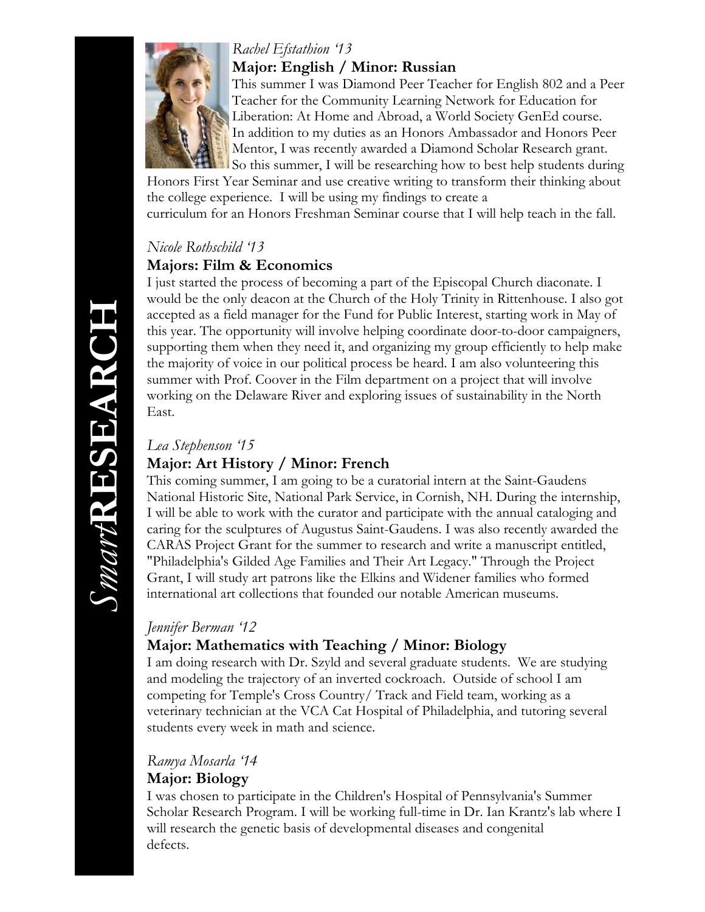# *Smart*RESEARCH

*Rachel Efstathion '13*

**Major: English / Minor: Russian**

This summer I was Diamond Peer Teacher for English 802 and a Peer Teacher for the Community Learning Network for Education for Liberation: At Home and Abroad, a World Society GenEd course. In addition to my duties as an Honors Ambassador and Honors Peer Mentor, I was recently awarded a Diamond Scholar Research grant. So this summer, I will be researching how to best help students during Honors First Year Seminar and use creative writing to transform their thinking about the college experience. I will be using my findings to create a curriculum for an Honors Freshman Seminar course that I will help teach in the fall.

*Nicole Rothschild '13*

**Majors: Film & Economics**

I just started the process of becoming a part of the Episcopal Church diaconate. I would be the only deacon at the Church of the Holy Trinity in Rittenhouse. I also got accepted as a field manager for the Fund for Public Interest, starting work in May of this year. The opportunity will involve helping coordinate door-to-door campaigners, supporting them when they need it, and organizing my group efficiently to help make the majority of voice in our political process be heard. I am also volunteering this summer with Prof. Coover in the Film department on a project that will involve working on the Delaware River and exploring issues of sustainability in the North East.

*Lea Stephenson '15*

**Major: Art History / Minor: French**

This coming summer, I am going to be a curatorial intern at the Saint-Gaudens National Historic Site, National Park Service, in Cornish, NH. During the internship, I will be able to work with the curator and participate with the annual cataloging and caring for the sculptures of Augustus Saint-Gaudens. I was also recently awarded the CARAS Project Grant for the summer to research and write a manuscript entitled, "Philadelphia's Gilded Age Families and Their Art Legacy." Through the Project Grant, I will study art patrons like the Elkins and Widener families who formed international art collections that founded our notable American museums.

*Jennifer Berman '12*

**Major: Mathematics with Teaching / Minor: Biology**

I am doing research with Dr. Szyld and several graduate students. We are studying and modeling the trajectory of an inverted cockroach. Outside of school I am competing for Temple's Cross Country/ Track and Field team, working as a veterinary technician at the VCA Cat Hospital of Philadelphia, and tutoring several students every week in math and science.

*Ramya Mosarla '14*

**Major: Biology**

I was chosen to participate in the Children's Hospital of Pennsylvania's Summer Scholar Research Program. I will be working full-time in Dr. Ian Krantz's lab where I will research the genetic basis of developmental diseases and congenital defects.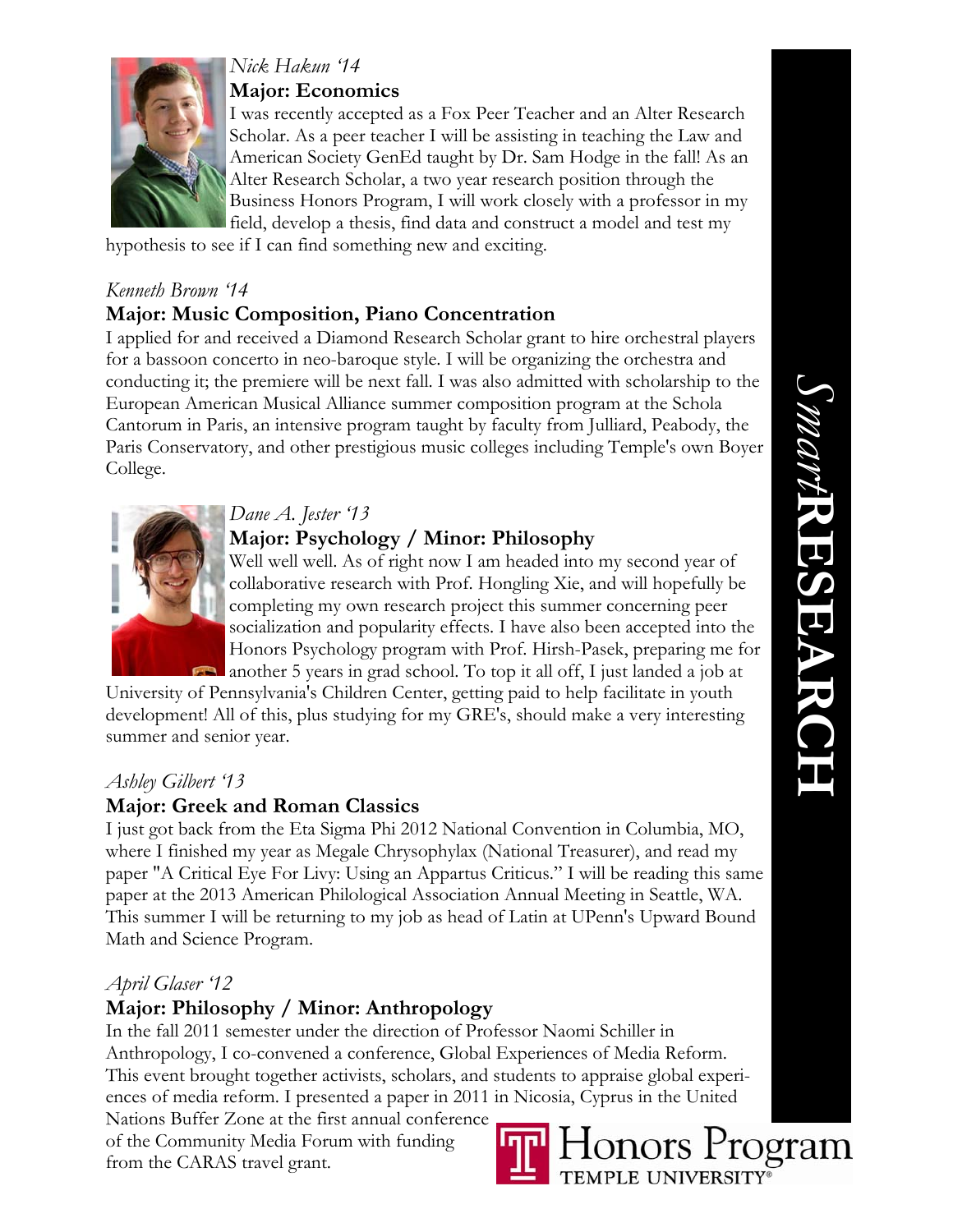*Nick Hakun '14*

**Major: Economics**

I was recently accepted as a Fox Peer Teacher and an Alter Research Scholar. As a peer teacher I will be assisting in teaching the Law and American Society GenEd taught by Dr. Sam Hodge in the fall! As an Alter Research Scholar, a two year research position through the Business Honors Program, I will work closely with a professor in my field, develop a thesis, find data and construct a model and test my hypothesis to see if I can find something new and exciting.

*Kenneth Brown '14*

**Major: Music Composition, Piano Concentration**

I applied for and received a Diamond Research Scholar grant to hire orchestral players for a bassoon concerto in neo-baroque style. I will be organizing the orchestra and conducting it; the premiere will be next fall. I was also admitted with scholarship to the European American Musical Alliance summer composition program at the Schola Cantorum in Paris, an intensive program taught by faculty from Julliard, Peabody, the Paris Conservatory, and other prestigious music colleges including Temple's own Boyer College.

*Dane A. Jester '13*

**Major: Psychology / Minor: Philosophy**

Well well well. As of right now I am headed into my second year of collaborative research with Prof. Hongling Xie, and will hopefully be completing my own research project this summer concerning peer socialization and popularity effects. I have also been accepted into the Honors Psychology program with Prof. Hirsh-Pasek, preparing me for another 5 years in grad school. To top it all off, I just landed a job at University of Pennsylvania's Children Center, getting paid to help facilitate in youth development! All of this, plus studying for my GRE's, should make a very interesting summer and senior year.

*Ashley Gilbert '13*

**Major: Greek and Roman Classics**

I just got back from the Eta Sigma Phi 2012 National Convention in Columbia, MO, where I finished my year as Megale Chrysophylax (National Treasurer), and read my paper "A Critical Eye For Livy: Using an Appartus Criticus." I will be reading this same paper at the 2013 American Philological Association Annual Meeting in Seattle, WA. This summer I will be returning to my job as head of Latin at UPenn's Upward Bound Math and Science Program.

*April Glaser '12*

**Major: Philosophy / Minor: Anthropology**

In the fall 2011 semester under the direction of Professor Naomi Schiller in Anthropology, I co-convened a conference, Global Experiences of Media Reform. This event brought together activists, scholars, and students to appraise global experiences of media reform. I presented a paper in 2011 in Nicosia, Cyprus in the United Nations Buffer Zone at the first annual conference of the Community Media Forum with funding from the CARAS travel grant.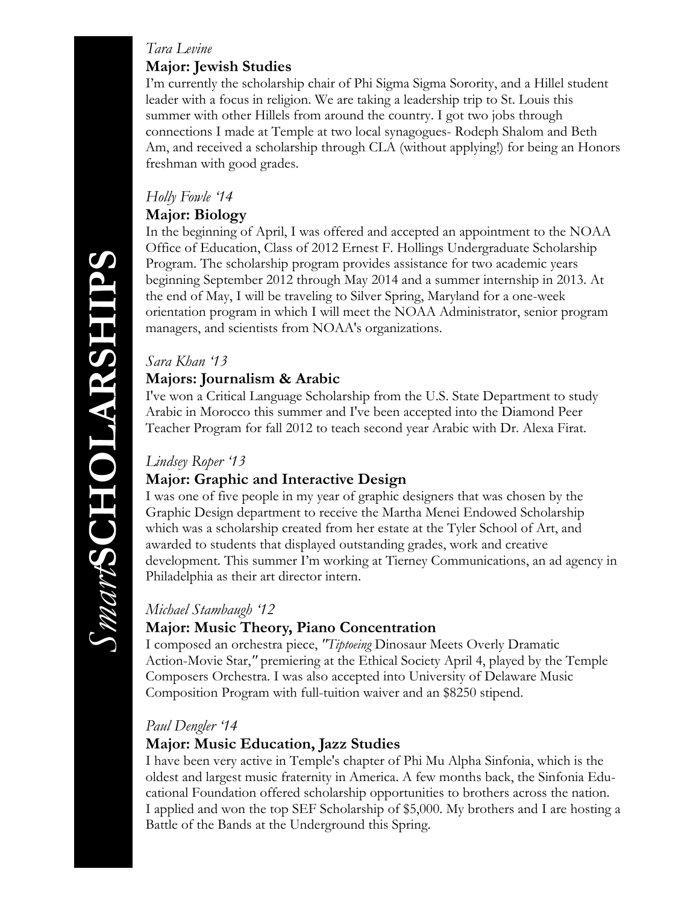*Tara Levine*

**Major: Jewish Studies**

I'm currently the scholarship chair of Phi Sigma Sigma Sorority, and a Hillel student leader with a focus in religion. We are taking a leadership trip to St. Louis this summer with other Hillels from around the country. I got two jobs through connections I made at Temple at two local synagogues- Rodeph Shalom and Beth Am, and received a scholarship through CLA (without applying!) for being an Honors freshman with good grades.

*Holly Fowle '14*

**Major: Biology**

In the beginning of April, I was offered and accepted an appointment to the NOAA Office of Education, Class of 2012 Ernest F. Hollings Undergraduate Scholarship Program. The scholarship program provides assistance for two academic years beginning September 2012 through May 2014 and a summer internship in 2013. At the end of May, I will be traveling to Silver Spring, Maryland for a one-week orientation program in which I will meet the NOAA Administrator, senior program managers, and scientists from NOAA's organizations.

*Sara Khan '13*

**Majors: Journalism & Arabic**

I've won a Critical Language Scholarship from the U.S. State Department to study Arabic in Morocco this summer and I've been accepted into the Diamond Peer Teacher Program for fall 2012 to teach second year Arabic with Dr. Alexa Firat.

*Lindsey Roper '13*

**Major: Graphic and Interactive Design**

I was one of five people in my year of graphic designers that was chosen by the Graphic Design department to receive the Martha Menei Endowed Scholarship which was a scholarship created from her estate at the Tyler School of Art, and awarded to students that displayed outstanding grades, work and creative development. This summer I'm working at Tierney Communications, an ad agency in Philadelphia as their art director intern.

*Michael Stambaugh '12*

**Major: Music Theory, Piano Concentration**

I composed an orchestra piece, "*Tiptoeing* Dinosaur Meets Overly Dramatic Action-Movie Star," premiering at the Ethical Society April 4, played by the Temple Composers Orchestra. I was also accepted into University of Delaware Music Composition Program with full-tuition waiver and an $8250 stipend.

*Paul Dengler '14*

**Major: Music Education, Jazz Studies**

I have been very active in Temple's chapter of Phi Mu Alpha Sinfonia, which is the oldest and largest music fraternity in America. A few months back, the Sinfonia Educational Foundation offered scholarship opportunities to brothers across the nation. I applied and won the top SEF Scholarship of $5,000. My brothers and I are hosting a Battle of the Bands at the Underground this Spring.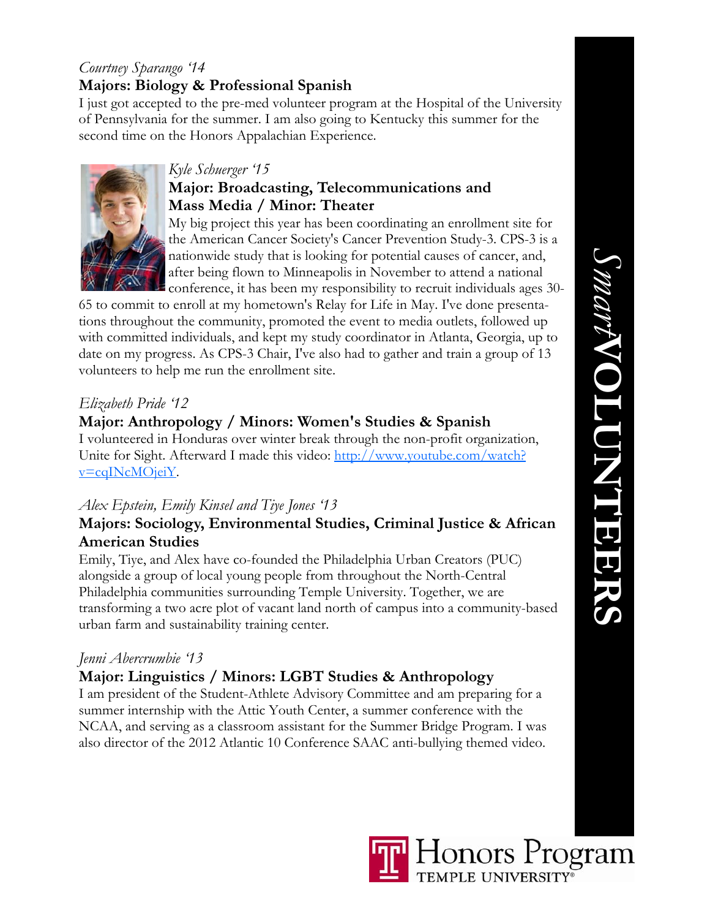*Courtney Sparango '14*

**Majors: Biology & Professional Spanish**

I just got accepted to the pre-med volunteer program at the Hospital of the University of Pennsylvania for the summer. I am also going to Kentucky this summer for the second time on the Honors Appalachian Experience.

*Kyle Schuerger '15*

**Major: Broadcasting, Telecommunications and Mass Media / Minor: Theater**

My big project this year has been coordinating an enrollment site for the American Cancer Society's Cancer Prevention Study-3. CPS-3 is a nationwide study that is looking for potential causes of cancer, and, after being flown to Minneapolis in November to attend a national conference, it has been my responsibility to recruit individuals ages 30-65 to commit to enroll at my hometown's Relay for Life in May. I've done presentations throughout the community, promoted the event to media outlets, followed up with committed individuals, and kept my study coordinator in Atlanta, Georgia, up to date on my progress. As CPS-3 Chair, I've also had to gather and train a group of 13 volunteers to help me run the enrollment site.

*Elizabeth Pride '12*

**Major: Anthropology / Minors: Women's Studies & Spanish**

I volunteered in Honduras over winter break through the non-profit organization, Unite for Sight. Afterward I made this video: [http://www.youtube.com/watch?v=cqINcMOjeiY](http://www.youtube.com/watch?v=cqINcMOjeiY).

*Alex Epstein, Emily Kinsel and Tiye Jones '13*

**Majors: Sociology, Environmental Studies, Criminal Justice & African American Studies**

Emily, Tiye, and Alex have co-founded the Philadelphia Urban Creators (PUC) alongside a group of local young people from throughout the North-Central Philadelphia communities surrounding Temple University. Together, we are transforming a two acre plot of vacant land north of campus into a community-based urban farm and sustainability training center.

*Jenni Abercrumbie '13*

**Major: Linguistics / Minors: LGBT Studies & Anthropology**

I am president of the Student-Athlete Advisory Committee and am preparing for a summer internship with the Attic Youth Center, a summer conference with the NCAA, and serving as a classroom assistant for the Summer Bridge Program. I was also director of the 2012 Atlantic 10 Conference SAAC anti-bullying themed video.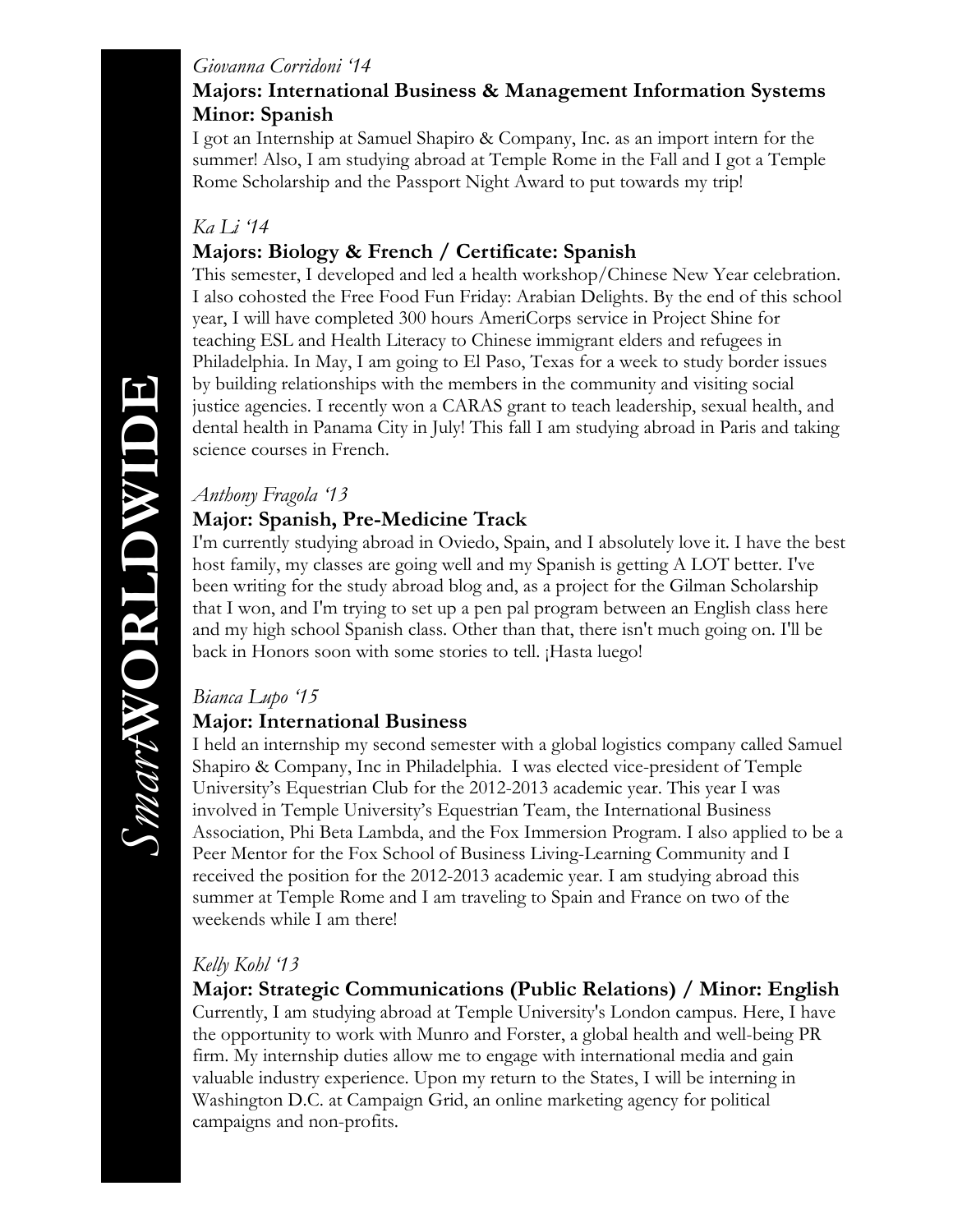*SmartWORLDWIDE*

*Giovanna Corridoni '14*

**Majors: International Business & Management Information Systems**
**Minor: Spanish**

I got an Internship at Samuel Shapiro & Company, Inc. as an import intern for the summer! Also, I am studying abroad at Temple Rome in the Fall and I got a Temple Rome Scholarship and the Passport Night Award to put towards my trip!

*Ka Li '14*

**Majors: Biology & French / Certificate: Spanish**

This semester, I developed and led a health workshop/Chinese New Year celebration. I also cohosted the Free Food Fun Friday: Arabian Delights. By the end of this school year, I will have completed 300 hours AmeriCorps service in Project Shine for teaching ESL and Health Literacy to Chinese immigrant elders and refugees in Philadelphia. In May, I am going to El Paso, Texas for a week to study border issues by building relationships with the members in the community and visiting social justice agencies. I recently won a CARAS grant to teach leadership, sexual health, and dental health in Panama City in July! This fall I am studying abroad in Paris and taking science courses in French.

*Anthony Fragola '13*

**Major: Spanish, Pre-Medicine Track**

I'm currently studying abroad in Oviedo, Spain, and I absolutely love it. I have the best host family, my classes are going well and my Spanish is getting A LOT better. I've been writing for the study abroad blog and, as a project for the Gilman Scholarship that I won, and I'm trying to set up a pen pal program between an English class here and my high school Spanish class. Other than that, there isn't much going on. I'll be back in Honors soon with some stories to tell. ¡Hasta luego!

*Bianca Lupo '15*

**Major: International Business**

I held an internship my second semester with a global logistics company called Samuel Shapiro & Company, Inc in Philadelphia. I was elected vice-president of Temple University's Equestrian Club for the 2012-2013 academic year. This year I was involved in Temple University's Equestrian Team, the International Business Association, Phi Beta Lambda, and the Fox Immersion Program. I also applied to be a Peer Mentor for the Fox School of Business Living-Learning Community and I received the position for the 2012-2013 academic year. I am studying abroad this summer at Temple Rome and I am traveling to Spain and France on two of the weekends while I am there!

*Kelly Kohl '13*

**Major: Strategic Communications (Public Relations) / Minor: English**

Currently, I am studying abroad at Temple University's London campus. Here, I have the opportunity to work with Munro and Forster, a global health and well-being PR firm. My internship duties allow me to engage with international media and gain valuable industry experience. Upon my return to the States, I will be interning in Washington D.C. at Campaign Grid, an online marketing agency for political campaigns and non-profits.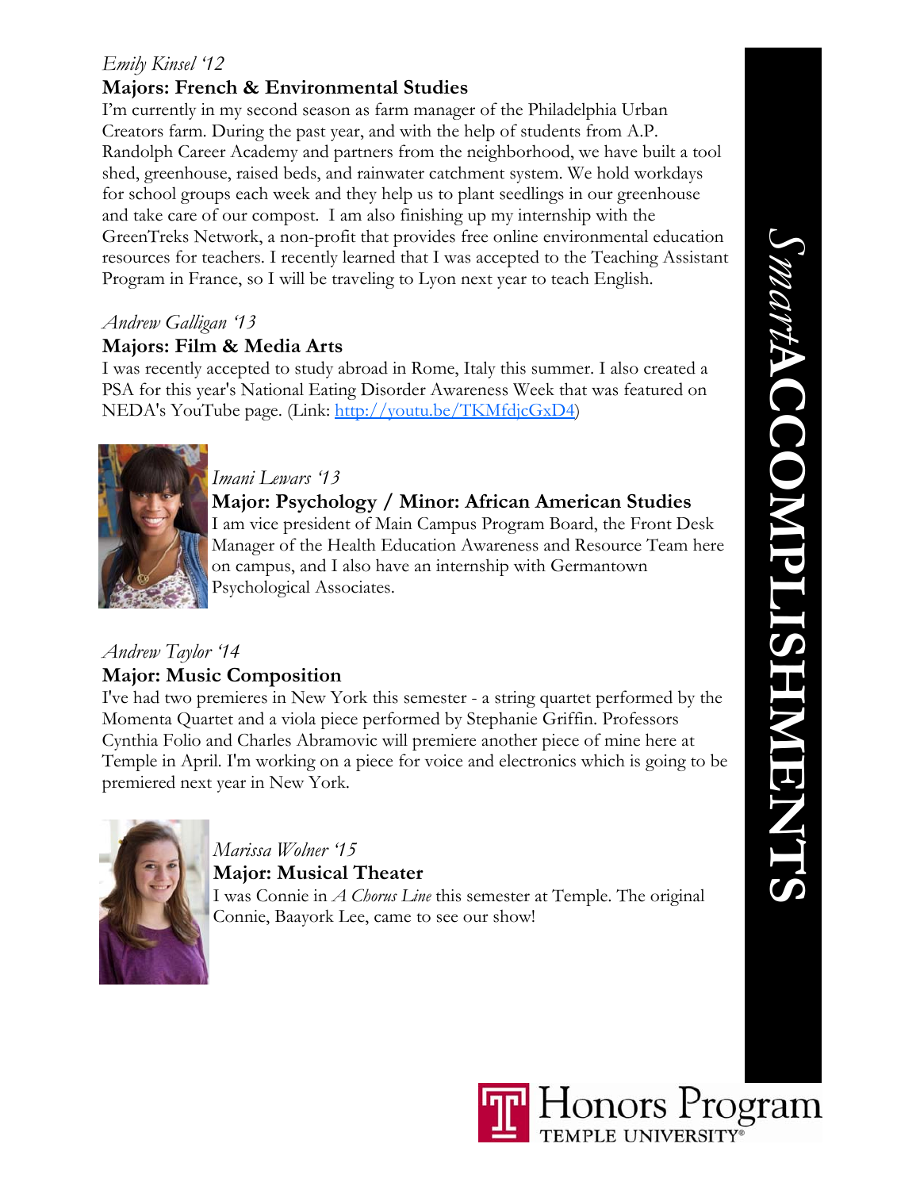*Emily Kinsel '12*

**Majors: French & Environmental Studies**

I'm currently in my second season as farm manager of the Philadelphia Urban Creators farm. During the past year, and with the help of students from A.P. Randolph Career Academy and partners from the neighborhood, we have built a tool shed, greenhouse, raised beds, and rainwater catchment system. We hold workdays for school groups each week and they help us to plant seedlings in our greenhouse and take care of our compost. I am also finishing up my internship with the GreenTreks Network, a non-profit that provides free online environmental education resources for teachers. I recently learned that I was accepted to the Teaching Assistant Program in France, so I will be traveling to Lyon next year to teach English.

*Andrew Galligan '13*

**Majors: Film & Media Arts**

I was recently accepted to study abroad in Rome, Italy this summer. I also created a PSA for this year's National Eating Disorder Awareness Week that was featured on NEDA's YouTube page. (Link: [http://youtu.be/TKMfdjcGxD4](http://youtu.be/TKMfdjcGxD4))

*Imani Lewars '13*

**Major: Psychology / Minor: African American Studies**

I am vice president of Main Campus Program Board, the Front Desk Manager of the Health Education Awareness and Resource Team here on campus, and I also have an internship with Germantown Psychological Associates.

*Andrew Taylor '14*

**Major: Music Composition**

I've had two premieres in New York this semester - a string quartet performed by the Momenta Quartet and a viola piece performed by Stephanie Griffin. Professors Cynthia Folio and Charles Abramovic will premiere another piece of mine here at Temple in April. I'm working on a piece for voice and electronics which is going to be premiered next year in New York.

*Marissa Wolner '15*

**Major: Musical Theater**

I was Connie in *A Chorus Line* this semester at Temple. The original Connie, Baayork Lee, came to see our show!

*Smart*ACCOMPLISHMENTS

Honors Program
TEMPLE UNIVERSITY®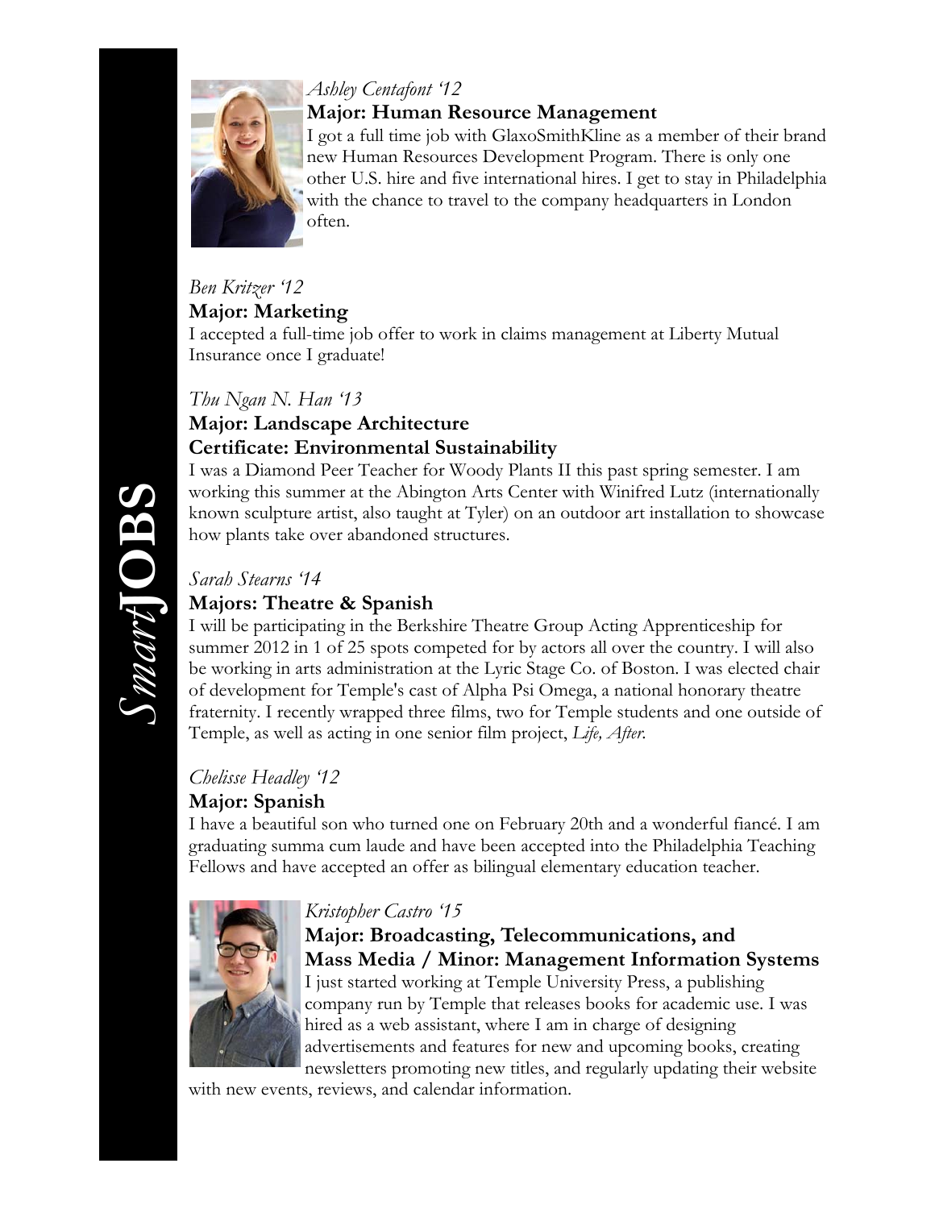# *Smart*JOBS

*Ashley Centafont '12*

**Major: Human Resource Management**

I got a full time job with GlaxoSmithKline as a member of their brand new Human Resources Development Program. There is only one other U.S. hire and five international hires. I get to stay in Philadelphia with the chance to travel to the company headquarters in London often.

*Ben Kritzer '12*

**Major: Marketing**

I accepted a full-time job offer to work in claims management at Liberty Mutual Insurance once I graduate!

*Thu Ngan N. Han '13*

**Major: Landscape Architecture**
**Certificate: Environmental Sustainability**

I was a Diamond Peer Teacher for Woody Plants II this past spring semester. I am working this summer at the Abington Arts Center with Winifred Lutz (internationally known sculpture artist, also taught at Tyler) on an outdoor art installation to showcase how plants take over abandoned structures.

*Sarah Stearns '14*

**Majors: Theatre & Spanish**

I will be participating in the Berkshire Theatre Group Acting Apprenticeship for summer 2012 in 1 of 25 spots competed for by actors all over the country. I will also be working in arts administration at the Lyric Stage Co. of Boston. I was elected chair of development for Temple's cast of Alpha Psi Omega, a national honorary theatre fraternity. I recently wrapped three films, two for Temple students and one outside of Temple, as well as acting in one senior film project, *Life, After.*

*Chelisse Headley '12*

**Major: Spanish**

I have a beautiful son who turned one on February 20th and a wonderful fiancé. I am graduating summa cum laude and have been accepted into the Philadelphia Teaching Fellows and have accepted an offer as bilingual elementary education teacher.

*Kristopher Castro '15*

**Major: Broadcasting, Telecommunications, and Mass Media / Minor: Management Information Systems**

I just started working at Temple University Press, a publishing company run by Temple that releases books for academic use. I was hired as a web assistant, where I am in charge of designing advertisements and features for new and upcoming books, creating newsletters promoting new titles, and regularly updating their website with new events, reviews, and calendar information.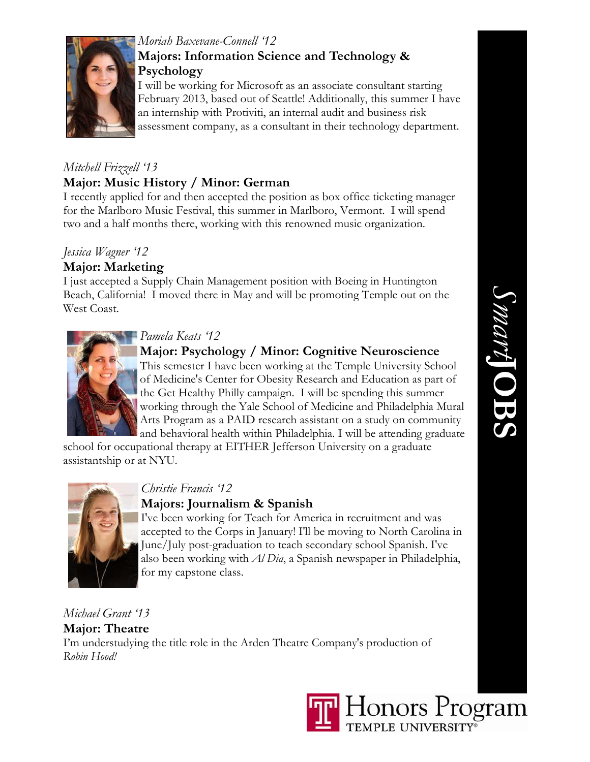*Moriah Baxevane-Connell '12*

**Majors: Information Science and Technology & Psychology**

I will be working for Microsoft as an associate consultant starting February 2013, based out of Seattle! Additionally, this summer I have an internship with Protiviti, an internal audit and business risk assessment company, as a consultant in their technology department.

*Mitchell Frizzell '13*

**Major: Music History / Minor: German**

I recently applied for and then accepted the position as box office ticketing manager for the Marlboro Music Festival, this summer in Marlboro, Vermont. I will spend two and a half months there, working with this renowned music organization.

*Jessica Wagner '12*

**Major: Marketing**

I just accepted a Supply Chain Management position with Boeing in Huntington Beach, California! I moved there in May and will be promoting Temple out on the West Coast.

*Pamela Keats '12*

**Major: Psychology / Minor: Cognitive Neuroscience**

This semester I have been working at the Temple University School of Medicine's Center for Obesity Research and Education as part of the Get Healthy Philly campaign. I will be spending this summer working through the Yale School of Medicine and Philadelphia Mural Arts Program as a PAID research assistant on a study on community and behavioral health within Philadelphia. I will be attending graduate school for occupational therapy at EITHER Jefferson University on a graduate assistantship or at NYU.

*Christie Francis '12*

**Majors: Journalism & Spanish**

I've been working for Teach for America in recruitment and was accepted to the Corps in January! I'll be moving to North Carolina in June/July post-graduation to teach secondary school Spanish. I've also been working with *Al Dia*, a Spanish newspaper in Philadelphia, for my capstone class.

*Michael Grant '13*

**Major: Theatre**

I'm understudying the title role in the Arden Theatre Company's production of *Robin Hood!*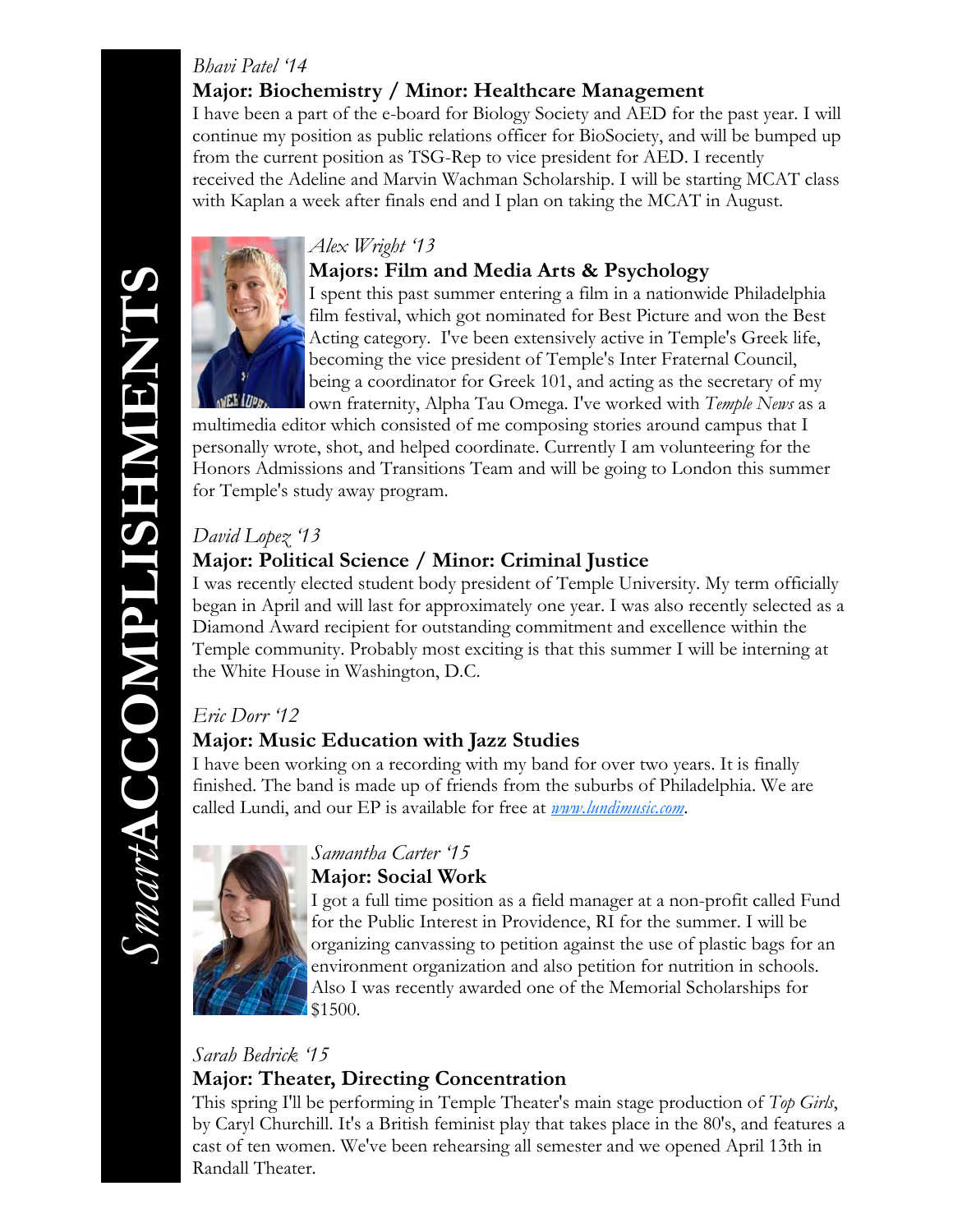# *Smart*ACCOMPLISHMENTS

*Bhavi Patel '14*

**Major: Biochemistry / Minor: Healthcare Management**

I have been a part of the e-board for Biology Society and AED for the past year. I will continue my position as public relations officer for BioSociety, and will be bumped up from the current position as TSG-Rep to vice president for AED. I recently received the Adeline and Marvin Wachman Scholarship. I will be starting MCAT class with Kaplan a week after finals end and I plan on taking the MCAT in August.

*Alex Wright '13*

**Majors: Film and Media Arts & Psychology**

I spent this past summer entering a film in a nationwide Philadelphia film festival, which got nominated for Best Picture and won the Best Acting category. I've been extensively active in Temple's Greek life, becoming the vice president of Temple's Inter Fraternal Council, being a coordinator for Greek 101, and acting as the secretary of my own fraternity, Alpha Tau Omega. I've worked with *Temple News* as a multimedia editor which consisted of me composing stories around campus that I personally wrote, shot, and helped coordinate. Currently I am volunteering for the Honors Admissions and Transitions Team and will be going to London this summer for Temple's study away program.

*David Lopez '13*

**Major: Political Science / Minor: Criminal Justice**

I was recently elected student body president of Temple University. My term officially began in April and will last for approximately one year. I was also recently selected as a Diamond Award recipient for outstanding commitment and excellence within the Temple community. Probably most exciting is that this summer I will be interning at the White House in Washington, D.C.

*Eric Dorr '12*

**Major: Music Education with Jazz Studies**

I have been working on a recording with my band for over two years. It is finally finished. The band is made up of friends from the suburbs of Philadelphia. We are called Lundi, and our EP is available for free at [www.lundimusic.com](http://www.lundimusic.com).

*Samantha Carter '15*

**Major: Social Work**

I got a full time position as a field manager at a non-profit called Fund for the Public Interest in Providence, RI for the summer. I will be organizing canvassing to petition against the use of plastic bags for an environment organization and also petition for nutrition in schools. Also I was recently awarded one of the Memorial Scholarships for $1500.

*Sarah Bedrick '15*

**Major: Theater, Directing Concentration**

This spring I'll be performing in Temple Theater's main stage production of *Top Girls*, by Caryl Churchill. It's a British feminist play that takes place in the 80's, and features a cast of ten women. We've been rehearsing all semester and we opened April 13th in Randall Theater.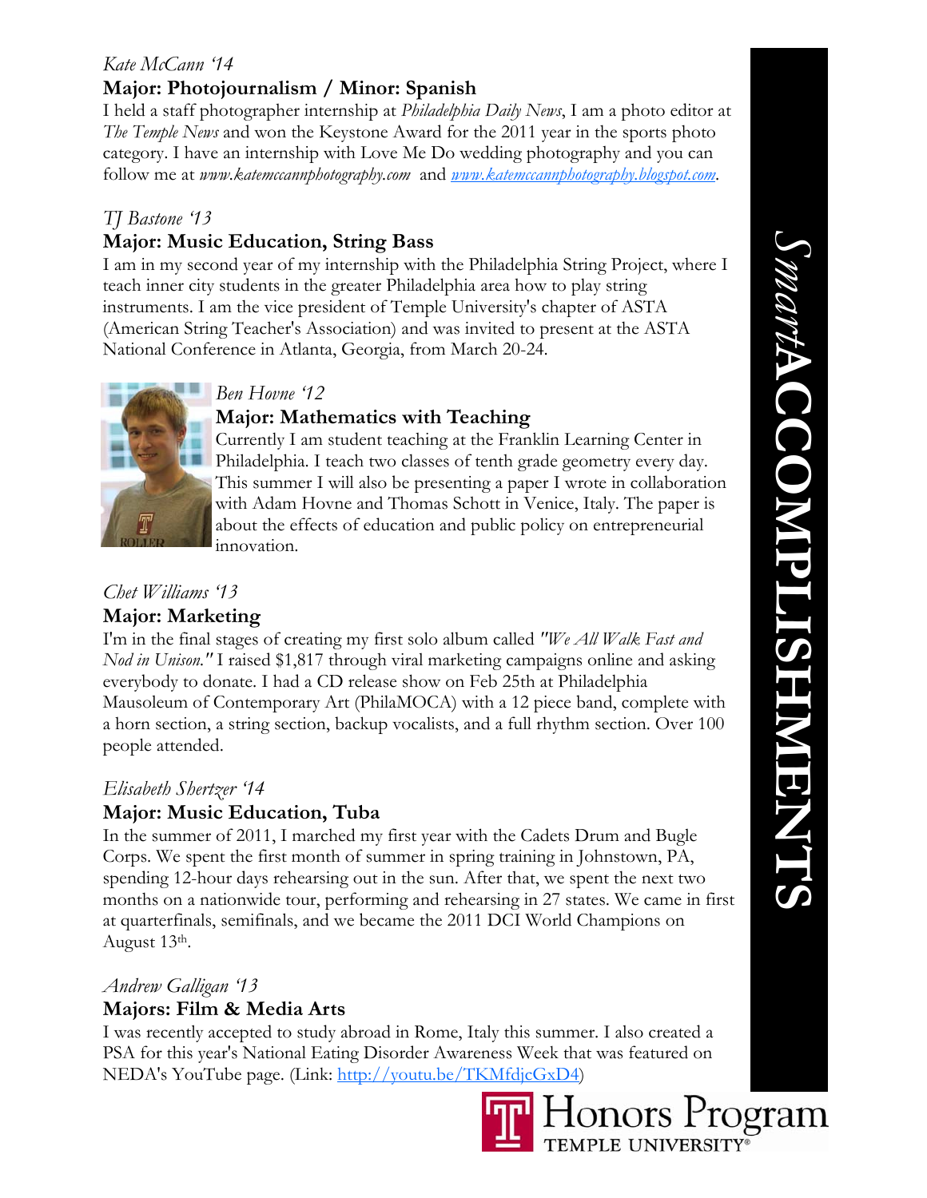*Kate McCann '14*

**Major: Photojournalism / Minor: Spanish**

I held a staff photographer internship at *Philadelphia Daily News*, I am a photo editor at *The Temple News* and won the Keystone Award for the 2011 year in the sports photo category. I have an internship with Love Me Do wedding photography and you can follow me at *www.katemccannphotography.com* and *www.katemccannphotography.blogspot.com*.

*TJ Bastone '13*

**Major: Music Education, String Bass**

I am in my second year of my internship with the Philadelphia String Project, where I teach inner city students in the greater Philadelphia area how to play string instruments. I am the vice president of Temple University's chapter of ASTA (American String Teacher's Association) and was invited to present at the ASTA National Conference in Atlanta, Georgia, from March 20-24.

*Ben Hovne '12*

**Major: Mathematics with Teaching**

Currently I am student teaching at the Franklin Learning Center in Philadelphia. I teach two classes of tenth grade geometry every day. This summer I will also be presenting a paper I wrote in collaboration with Adam Hovne and Thomas Schott in Venice, Italy. The paper is about the effects of education and public policy on entrepreneurial innovation.

*Chet Williams '13*

**Major: Marketing**

I'm in the final stages of creating my first solo album called *"We All Walk Fast and Nod in Unison."* I raised $1,817 through viral marketing campaigns online and asking everybody to donate. I had a CD release show on Feb 25th at Philadelphia Mausoleum of Contemporary Art (PhilaMOCA) with a 12 piece band, complete with a horn section, a string section, backup vocalists, and a full rhythm section. Over 100 people attended.

*Elisabeth Shertzer '14*

**Major: Music Education, Tuba**

In the summer of 2011, I marched my first year with the Cadets Drum and Bugle Corps. We spent the first month of summer in spring training in Johnstown, PA, spending 12-hour days rehearsing out in the sun. After that, we spent the next two months on a nationwide tour, performing and rehearsing in 27 states. We came in first at quarterfinals, semifinals, and we became the 2011 DCI World Champions on August 13th.

*Andrew Galligan '13*

**Majors: Film & Media Arts**

I was recently accepted to study abroad in Rome, Italy this summer. I also created a PSA for this year's National Eating Disorder Awareness Week that was featured on NEDA's YouTube page. (Link: http://youtu.be/TKMfdjcGxD4)

*Smart*ACCOMPLISHMENTS

Honors Program
TEMPLE UNIVERSITY®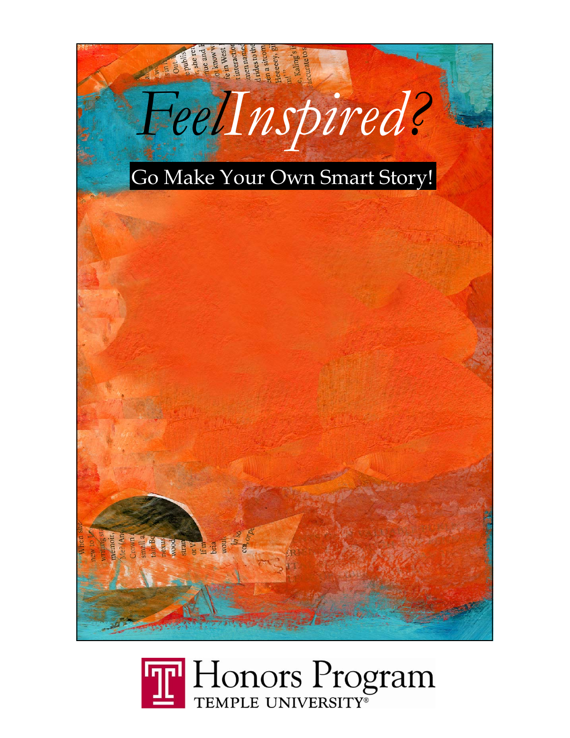# *Feel Inspired?*

Go Make Your Own Smart Story!

Honors Program
TEMPLE UNIVERSITY®